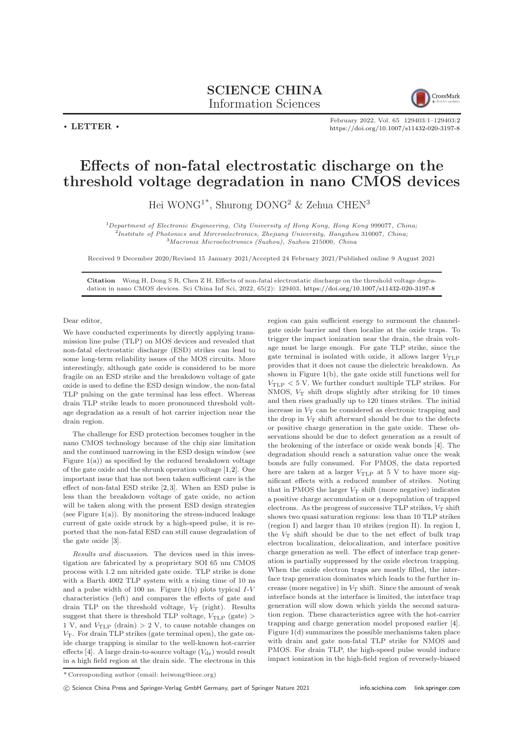SCIENCE CHINA
Information Sciences

• LETTER •

February 2022, Vol. 65 129403:1–129403:2
https://doi.org/10.1007/s11432-020-3197-8

# Effects of non-fatal electrostatic discharge on the threshold voltage degradation in nano CMOS devices

Hei WONG[1*], Shurong DONG[2] & Zehua CHEN[3]

[1] *Department of Electronic Engineering, City University of Hong Kong, Hong Kong 999077, China;*
[2] *Institute of Photonics and Mircroelectronics, Zhejiang University, Hangzhou 310007, China;*
[3] *Macronix Microelectronics (Suzhou), Suzhou 215000, China*

Received 9 December 2020/Revised 15 January 2021/Accepted 24 February 2021/Published online 9 August 2021

**Citation** Wong H, Dong S R, Chen Z H. Effects of non-fatal electrostatic discharge on the threshold voltage degradation in nano CMOS devices. Sci China Inf Sci, 2022, 65(2): 129403, https://doi.org/10.1007/s11432-020-3197-8

Dear editor,

We have conducted experiments by directly applying transmission line pulse (TLP) on MOS devices and revealed that non-fatal electrostatic discharge (ESD) strikes can lead to some long-term reliability issues of the MOS circuits. More interestingly, although gate oxide is considered to be more fragile on an ESD strike and the breakdown voltage of gate oxide is used to define the ESD design window, the non-fatal TLP pulsing on the gate terminal has less effect. Whereas drain TLP strike leads to more pronounced threshold voltage degradation as a result of hot carrier injection near the drain region.

The challenge for ESD protection becomes tougher in the nano CMOS technology because of the chip size limitation and the continued narrowing in the ESD design window (see Figure 1(a)) as specified by the reduced breakdown voltage of the gate oxide and the shrunk operation voltage [1,2]. One important issue that has not been taken sufficient care is the effect of non-fatal ESD strike [2,3]. When an ESD pulse is less than the breakdown voltage of gate oxide, no action will be taken along with the present ESD design strategies (see Figure 1(a)). By monitoring the stress-induced leakage current of gate oxide struck by a high-speed pulse, it is reported that the non-fatal ESD can still cause degradation of the gate oxide [3].

*Results and discussion*. The devices used in this investigation are fabricated by a proprietary SOI 65 nm CMOS process with 1.2 nm nitrided gate oxide. TLP strike is done with a Barth 4002 TLP system with a rising time of 10 ns and a pulse width of 100 ns. Figure 1(b) plots typical *I*-*V* characteristics (left) and compares the effects of gate and drain TLP on the threshold voltage, $V_{\rm T}$ (right). Results suggest that there is threshold TLP voltage, $V_{\rm TLP}$ (gate) > 1 V, and $V_{\rm TLP}$ (drain) > 2 V, to cause notable changes on $V_{\rm T}$. For drain TLP strikes (gate terminal open), the gate oxide charge trapping is similar to the well-known hot-carrier effects [4]. A large drain-to-source voltage ($V_{\rm ds}$) would result in a high field region at the drain side. The electrons in this region can gain sufficient energy to surmount the channel-gate oxide barrier and then localize at the oxide traps. To trigger the impact ionization near the drain, the drain voltage must be large enough. For gate TLP strike, since the gate terminal is isolated with oxide, it allows larger $V_{\rm TLP}$ provides that it does not cause the dielectric breakdown. As shown in Figure 1(b), the gate oxide still functions well for $V_{\rm TLP}$ < 5 V. We further conduct multiple TLP strikes. For NMOS, $V_{\rm T}$ shift drops slightly after striking for 10 times and then rises gradually up to 120 times strikes. The initial increase in $V_{\rm T}$ can be considered as electronic trapping and the drop in $V_{\rm T}$ shift afterward should be due to the defects or positive charge generation in the gate oxide. These observations should be due to defect generation as a result of the brokening of the interface or oxide weak bonds [4]. The degradation should reach a saturation value once the weak bonds are fully consumed. For PMOS, the data reported here are taken at a larger $V_{\rm TLP}$ at 5 V to have more significant effects with a reduced number of strikes. Noting that in PMOS the larger $V_{\rm T}$ shift (more negative) indicates a positive charge accumulation or a depopulation of trapped electrons. As the progress of successive TLP strikes, $V_{\rm T}$ shift shows two quasi saturation regions: less than 10 TLP strikes (region I) and larger than 10 strikes (region II). In region I, the $V_{\rm T}$ shift should be due to the net effect of bulk trap electron localization, delocalization, and interface positive charge generation as well. The effect of interface trap generation is partially suppressed by the oxide electron trapping. When the oxide electron traps are mostly filled, the interface trap generation dominates which leads to the further increase (more negative) in $V_{\rm T}$ shift. Since the amount of weak interface bonds at the interface is limited, the interface trap generation will slow down which yields the second saturation region. These characteristics agree with the hot-carrier trapping and charge generation model proposed earlier [4]. Figure 1(d) summarizes the possible mechanisms taken place with drain and gate non-fatal TLP strike for NMOS and PMOS. For drain TLP, the high-speed pulse would induce impact ionization in the high-field region of reversely-biased

* Corresponding author (email: heiwong@ieee.org)

© Science China Press and Springer-Verlag GmbH Germany, part of Springer Nature 2021 info.scichina.com link.springer.com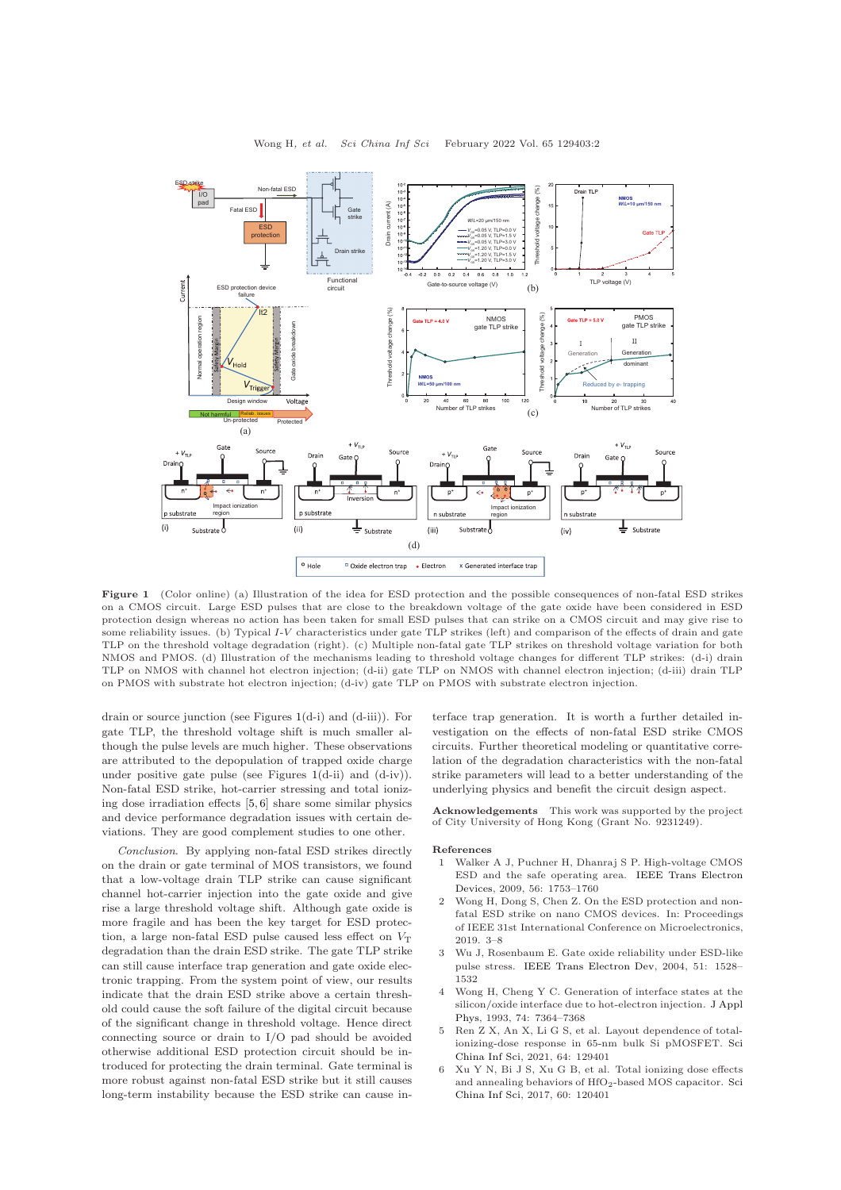ESD strike
I/O pad
Non-fatal ESD
Fatal ESD
ESD protection
Gate strike
Drain strike
Functional circuit

Current
ESD protection device failure
It2
Normal operation region
Safety Margin
$V_{Hold}$
$V_{Trigger}$
Safety Margin
Gate oxide breakdown
Design window
Voltage
Not harmful
Reliab. issues
Un-protected
Protected
(a)

Drain current (A)
W/L=20 μm/150 nm
$V_{DS}$=0.05 V, TLP=0.0 V
$V_{DS}$=0.05 V, TLP=1.5 V
$V_{DS}$=0.05 V, TLP=3.0 V
$V_{DS}$=1.20 V, TLP=0.0 V
$V_{DS}$=1.20 V, TLP=1.5 V
$V_{DS}$=1.20 V, TLP=3.0 V
Gate-to-source voltage (V)
Threshold voltage change (%)
Drain TLP
NMOS
W/L=10 μm/150 nm
Gate TLP
TLP voltage (V)
(b)

Threshold voltage change (%)
Gate TLP = 4.5 V
NMOS
gate TLP strike
NMOS
W/L=50 μm/100 nm
Number of TLP strikes
Threshold voltage change (%)
Gate TLP = 5.0 V
PMOS
gate TLP strike
I
Generation
II
Generation dominant
Reduced by e- trapping
Number of TLP strikes
(c)

+ $V_{TLP}$
Drain
Gate
Source
p substrate
Impact ionization region
Substrate
(i)

+ $V_{TLP}$
Drain
Gate
Source
Inversion
p substrate
Substrate
(ii)

+ $V_{TLP}$
Drain
Gate
Source
n substrate
Impact ionization region
Substrate
(iii)

+ $V_{TLP}$
Drain
Gate
Source
n substrate
Substrate
(iv)
(d)

Hole
Oxide electron trap
Electron
Generated interface trap

**Figure 1** (Color online) (a) Illustration of the idea for ESD protection and the possible consequences of non-fatal ESD strikes on a CMOS circuit. Large ESD pulses that are close to the breakdown voltage of the gate oxide have been considered in ESD protection design whereas no action has been taken for small ESD pulses that can strike on a CMOS circuit and may give rise to some reliability issues. (b) Typical *I-V* characteristics under gate TLP strikes (left) and comparison of the effects of drain and gate TLP on the threshold voltage degradation (right). (c) Multiple non-fatal gate TLP strikes on threshold voltage variation for both NMOS and PMOS. (d) Illustration of the mechanisms leading to threshold voltage changes for different TLP strikes: (d-i) drain TLP on NMOS with channel hot electron injection; (d-ii) gate TLP on NMOS with channel electron injection; (d-iii) drain TLP on PMOS with substrate hot electron injection; (d-iv) gate TLP on PMOS with substrate electron injection.

drain or source junction (see Figures 1(d-i) and (d-iii)). For gate TLP, the threshold voltage shift is much smaller although the pulse levels are much higher. These observations are attributed to the depopulation of trapped oxide charge under positive gate pulse (see Figures 1(d-ii) and (d-iv)). Non-fatal ESD strike, hot-carrier stressing and total ionizing dose irradiation effects [5,6] share some similar physics and device performance degradation issues with certain deviations. They are good complement studies to one other.

*Conclusion.* By applying non-fatal ESD strikes directly on the drain or gate terminal of MOS transistors, we found that a low-voltage drain TLP strike can cause significant channel hot-carrier injection into the gate oxide and give rise a large threshold voltage shift. Although gate oxide is more fragile and has been the key target for ESD protection, a large non-fatal ESD pulse caused less effect on $V_T$ degradation than the drain ESD strike. The gate TLP strike can still cause interface trap generation and gate oxide electronic trapping. From the system point of view, our results indicate that the drain ESD strike above a certain threshold could cause the soft failure of the digital circuit because of the significant change in threshold voltage. Hence direct connecting source or drain to I/O pad should be avoided otherwise additional ESD protection circuit should be introduced for protecting the drain terminal. Gate terminal is more robust against non-fatal ESD strike but it still causes long-term instability because the ESD strike can cause interface trap generation. It is worth a further detailed investigation on the effects of non-fatal ESD strike CMOS circuits. Further theoretical modeling or quantitative correlation of the degradation characteristics with the non-fatal strike parameters will lead to a better understanding of the underlying physics and benefit the circuit design aspect.

**Acknowledgements** This work was supported by the project of City University of Hong Kong (Grant No. 9231249).

**References**

1. Walker A J, Puchner H, Dhanraj S P. High-voltage CMOS ESD and the safe operating area. IEEE Trans Electron Devices, 2009, 56: 1753–1760
2. Wong H, Dong S, Chen Z. On the ESD protection and non-fatal ESD strike on nano CMOS devices. In: Proceedings of IEEE 31st International Conference on Microelectronics, 2019. 3–8
3. Wu J, Rosenbaum E. Gate oxide reliability under ESD-like pulse stress. IEEE Trans Electron Dev, 2004, 51: 1528–1532
4. Wong H, Cheng Y C. Generation of interface states at the silicon/oxide interface due to hot-electron injection. J Appl Phys, 1993, 74: 7364–7368
5. Ren Z X, An X, Li G S, et al. Layout dependence of total-ionizing-dose response in 65-nm bulk Si pMOSFET. Sci China Inf Sci, 2021, 64: 129401
6. Xu Y N, Bi J S, Xu G B, et al. Total ionizing dose effects and annealing behaviors of $HfO_2$-based MOS capacitor. Sci China Inf Sci, 2017, 60: 120401